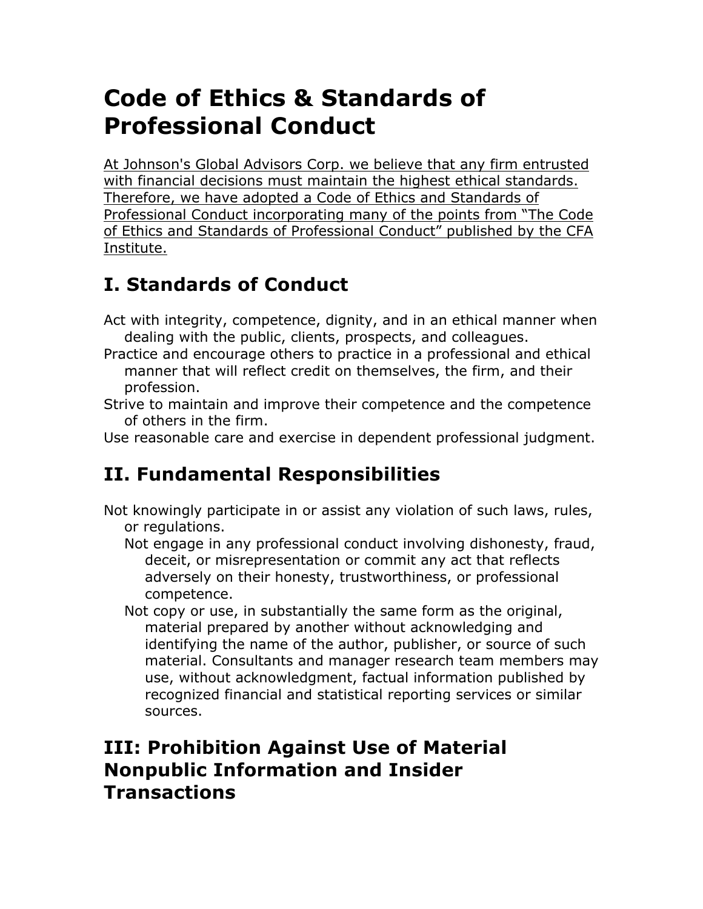# Code of Ethics & Standards of Professional Conduct

At Johnson's Global Advisors Corp. we believe that any firm entrusted with financial decisions must maintain the highest ethical standards. Therefore, we have adopted a Code of Ethics and Standards of Professional Conduct incorporating many of the points from "The Code of Ethics and Standards of Professional Conduct" published by the CFA Institute.

## I. Standards of Conduct

Act with integrity, competence, dignity, and in an ethical manner when dealing with the public, clients, prospects, and colleagues.

Practice and encourage others to practice in a professional and ethical manner that will reflect credit on themselves, the firm, and their profession.

Strive to maintain and improve their competence and the competence of others in the firm.

Use reasonable care and exercise in dependent professional judgment.

## II. Fundamental Responsibilities

Not knowingly participate in or assist any violation of such laws, rules, or regulations.

- Not engage in any professional conduct involving dishonesty, fraud, deceit, or misrepresentation or commit any act that reflects adversely on their honesty, trustworthiness, or professional competence.
- Not copy or use, in substantially the same form as the original, material prepared by another without acknowledging and identifying the name of the author, publisher, or source of such material. Consultants and manager research team members may use, without acknowledgment, factual information published by recognized financial and statistical reporting services or similar sources.

## III: Prohibition Against Use of Material Nonpublic Information and Insider Transactions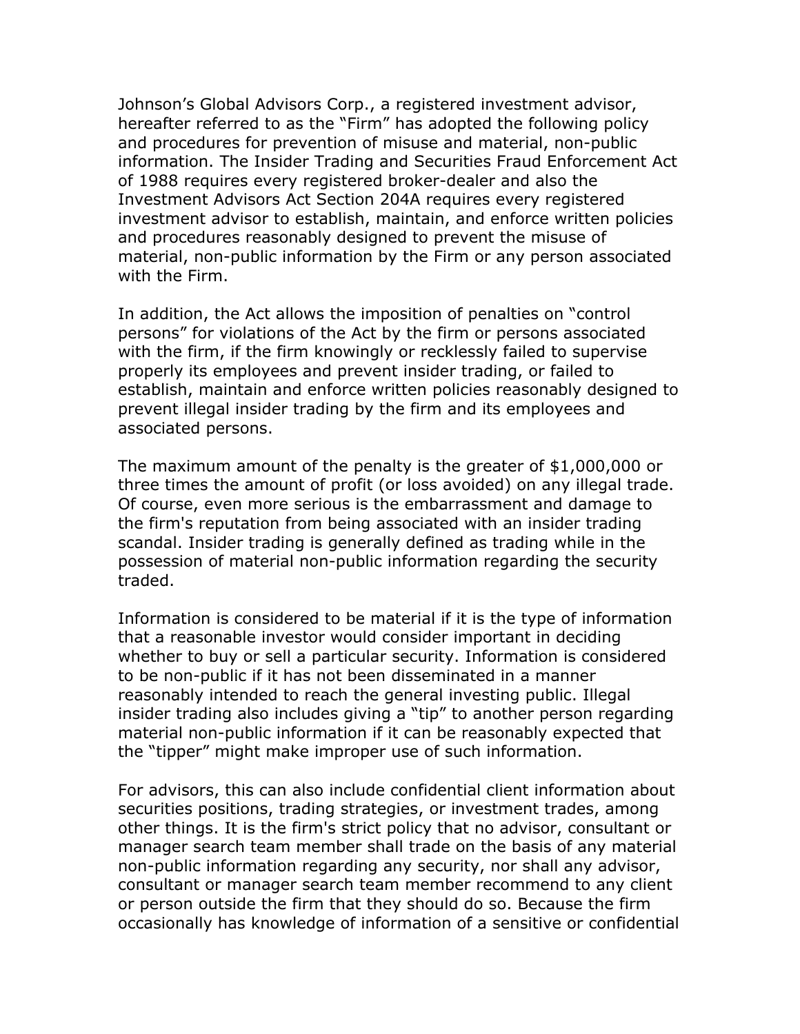Johnson’s Global Advisors Corp., a registered investment advisor, hereafter referred to as the “Firm” has adopted the following policy and procedures for prevention of misuse and material, non-public information. The Insider Trading and Securities Fraud Enforcement Act of 1988 requires every registered broker-dealer and also the Investment Advisors Act Section 204A requires every registered investment advisor to establish, maintain, and enforce written policies and procedures reasonably designed to prevent the misuse of material, non-public information by the Firm or any person associated with the Firm.

In addition, the Act allows the imposition of penalties on “control persons” for violations of the Act by the firm or persons associated with the firm, if the firm knowingly or recklessly failed to supervise properly its employees and prevent insider trading, or failed to establish, maintain and enforce written policies reasonably designed to prevent illegal insider trading by the firm and its employees and associated persons.

The maximum amount of the penalty is the greater of $1,000,000 or three times the amount of profit (or loss avoided) on any illegal trade. Of course, even more serious is the embarrassment and damage to the firm's reputation from being associated with an insider trading scandal. Insider trading is generally defined as trading while in the possession of material non-public information regarding the security traded.

Information is considered to be material if it is the type of information that a reasonable investor would consider important in deciding whether to buy or sell a particular security. Information is considered to be non-public if it has not been disseminated in a manner reasonably intended to reach the general investing public. Illegal insider trading also includes giving a “tip” to another person regarding material non-public information if it can be reasonably expected that the “tipper” might make improper use of such information.

For advisors, this can also include confidential client information about securities positions, trading strategies, or investment trades, among other things. It is the firm's strict policy that no advisor, consultant or manager search team member shall trade on the basis of any material non-public information regarding any security, nor shall any advisor, consultant or manager search team member recommend to any client or person outside the firm that they should do so. Because the firm occasionally has knowledge of information of a sensitive or confidential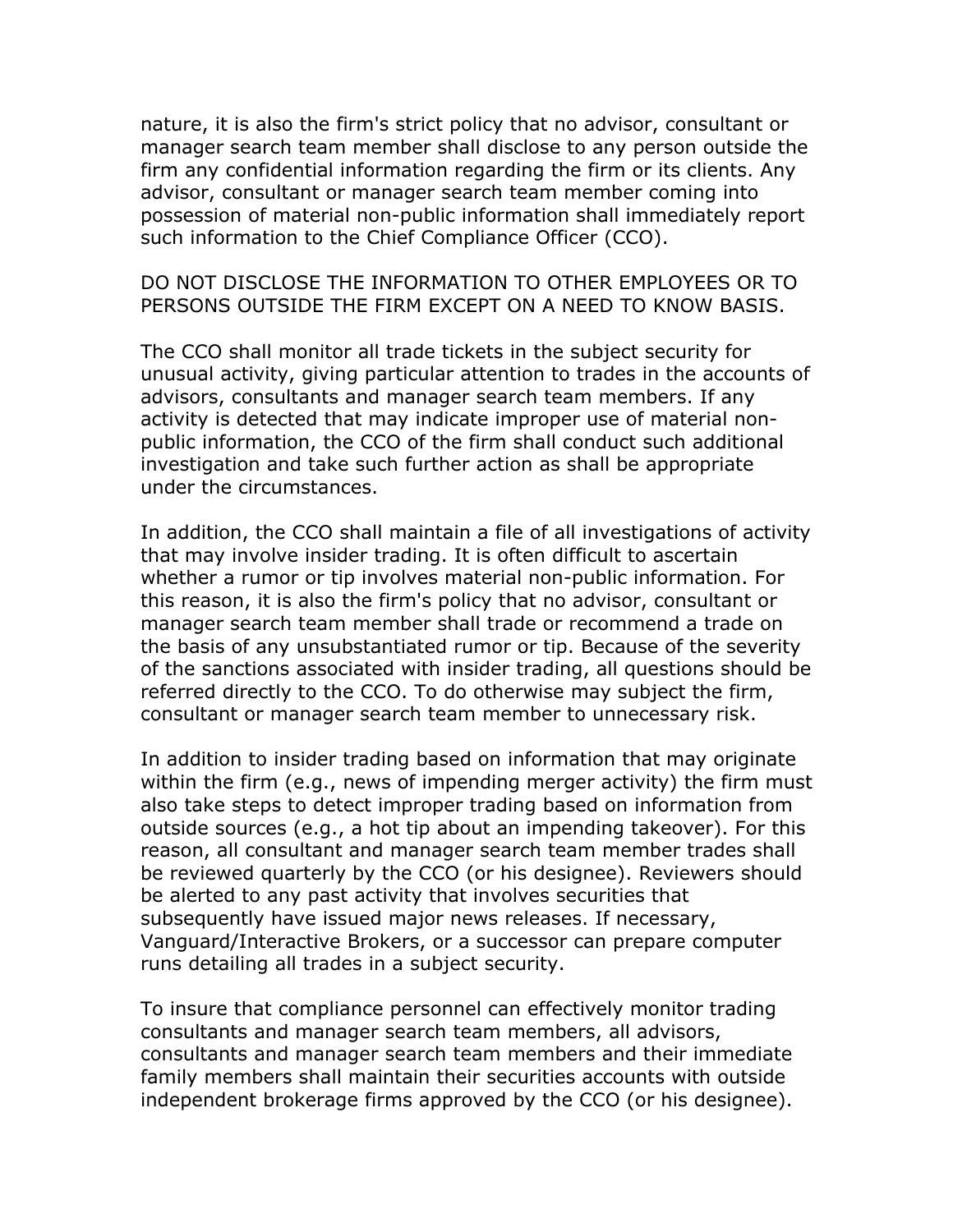nature, it is also the firm's strict policy that no advisor, consultant or manager search team member shall disclose to any person outside the firm any confidential information regarding the firm or its clients. Any advisor, consultant or manager search team member coming into possession of material non-public information shall immediately report such information to the Chief Compliance Officer (CCO).

DO NOT DISCLOSE THE INFORMATION TO OTHER EMPLOYEES OR TO PERSONS OUTSIDE THE FIRM EXCEPT ON A NEED TO KNOW BASIS.

The CCO shall monitor all trade tickets in the subject security for unusual activity, giving particular attention to trades in the accounts of advisors, consultants and manager search team members. If any activity is detected that may indicate improper use of material non-public information, the CCO of the firm shall conduct such additional investigation and take such further action as shall be appropriate under the circumstances.

In addition, the CCO shall maintain a file of all investigations of activity that may involve insider trading. It is often difficult to ascertain whether a rumor or tip involves material non-public information. For this reason, it is also the firm's policy that no advisor, consultant or manager search team member shall trade or recommend a trade on the basis of any unsubstantiated rumor or tip. Because of the severity of the sanctions associated with insider trading, all questions should be referred directly to the CCO. To do otherwise may subject the firm, consultant or manager search team member to unnecessary risk.

In addition to insider trading based on information that may originate within the firm (e.g., news of impending merger activity) the firm must also take steps to detect improper trading based on information from outside sources (e.g., a hot tip about an impending takeover). For this reason, all consultant and manager search team member trades shall be reviewed quarterly by the CCO (or his designee). Reviewers should be alerted to any past activity that involves securities that subsequently have issued major news releases. If necessary, Vanguard/Interactive Brokers, or a successor can prepare computer runs detailing all trades in a subject security.

To insure that compliance personnel can effectively monitor trading consultants and manager search team members, all advisors, consultants and manager search team members and their immediate family members shall maintain their securities accounts with outside independent brokerage firms approved by the CCO (or his designee).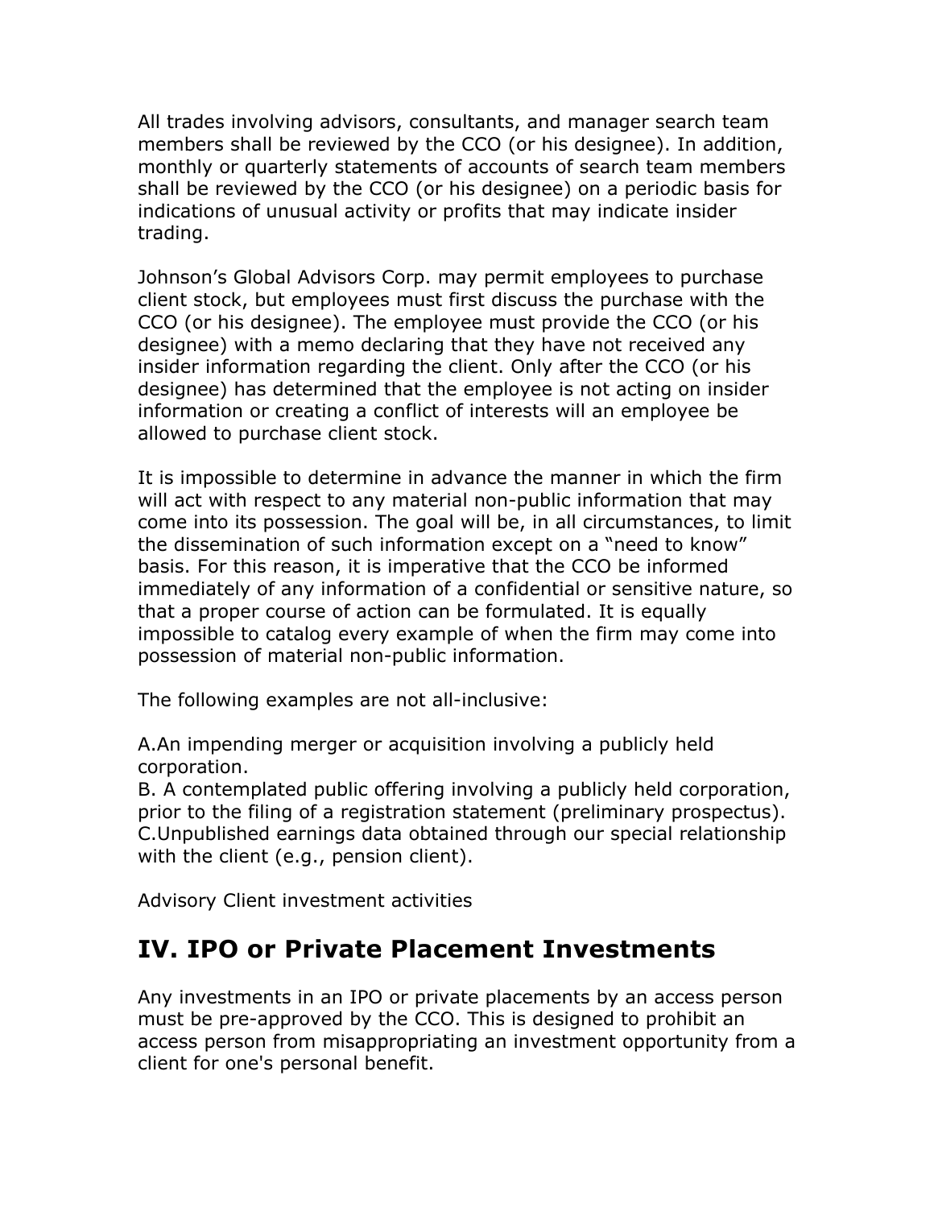All trades involving advisors, consultants, and manager search team members shall be reviewed by the CCO (or his designee). In addition, monthly or quarterly statements of accounts of search team members shall be reviewed by the CCO (or his designee) on a periodic basis for indications of unusual activity or profits that may indicate insider trading.

Johnson's Global Advisors Corp. may permit employees to purchase client stock, but employees must first discuss the purchase with the CCO (or his designee). The employee must provide the CCO (or his designee) with a memo declaring that they have not received any insider information regarding the client. Only after the CCO (or his designee) has determined that the employee is not acting on insider information or creating a conflict of interests will an employee be allowed to purchase client stock.

It is impossible to determine in advance the manner in which the firm will act with respect to any material non-public information that may come into its possession. The goal will be, in all circumstances, to limit the dissemination of such information except on a "need to know" basis. For this reason, it is imperative that the CCO be informed immediately of any information of a confidential or sensitive nature, so that a proper course of action can be formulated. It is equally impossible to catalog every example of when the firm may come into possession of material non-public information.

The following examples are not all-inclusive:

A.An impending merger or acquisition involving a publicly held corporation.
B. A contemplated public offering involving a publicly held corporation, prior to the filing of a registration statement (preliminary prospectus).
C.Unpublished earnings data obtained through our special relationship with the client (e.g., pension client).

Advisory Client investment activities

## IV. IPO or Private Placement Investments

Any investments in an IPO or private placements by an access person must be pre-approved by the CCO. This is designed to prohibit an access person from misappropriating an investment opportunity from a client for one's personal benefit.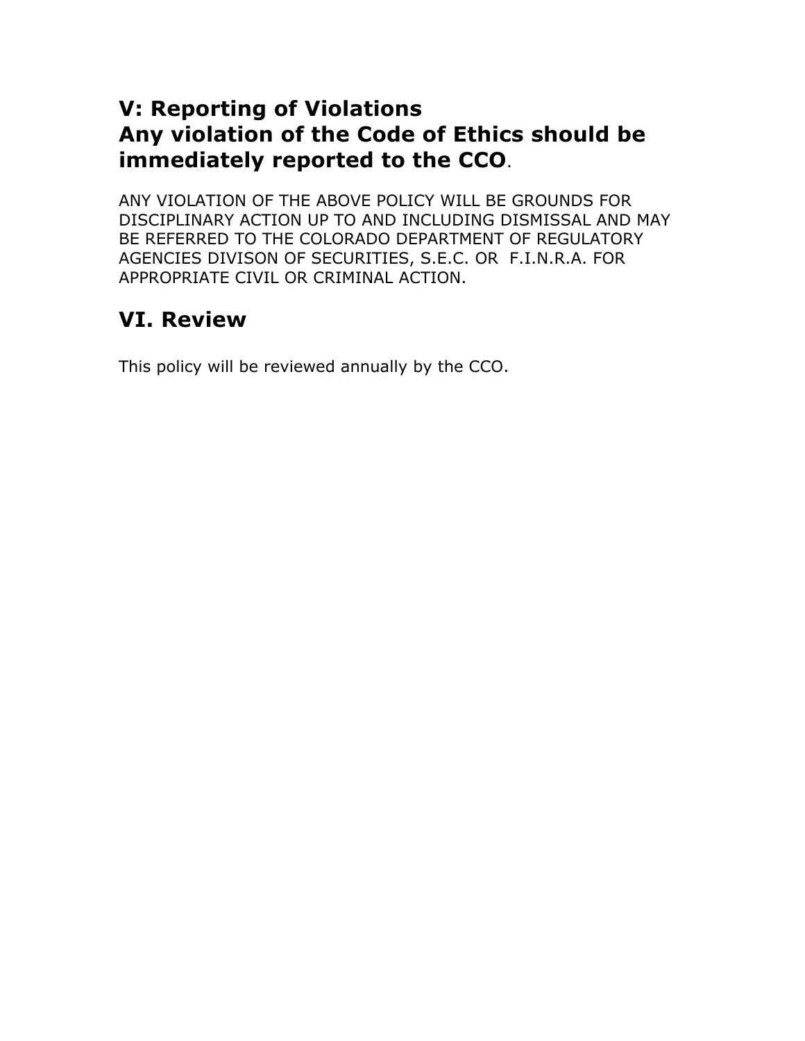## V: Reporting of Violations
## Any violation of the Code of Ethics should be immediately reported to the CCO.

ANY VIOLATION OF THE ABOVE POLICY WILL BE GROUNDS FOR DISCIPLINARY ACTION UP TO AND INCLUDING DISMISSAL AND MAY BE REFERRED TO THE COLORADO DEPARTMENT OF REGULATORY AGENCIES DIVISON OF SECURITIES, S.E.C. OR F.I.N.R.A. FOR APPROPRIATE CIVIL OR CRIMINAL ACTION.

## VI. Review

This policy will be reviewed annually by the CCO.